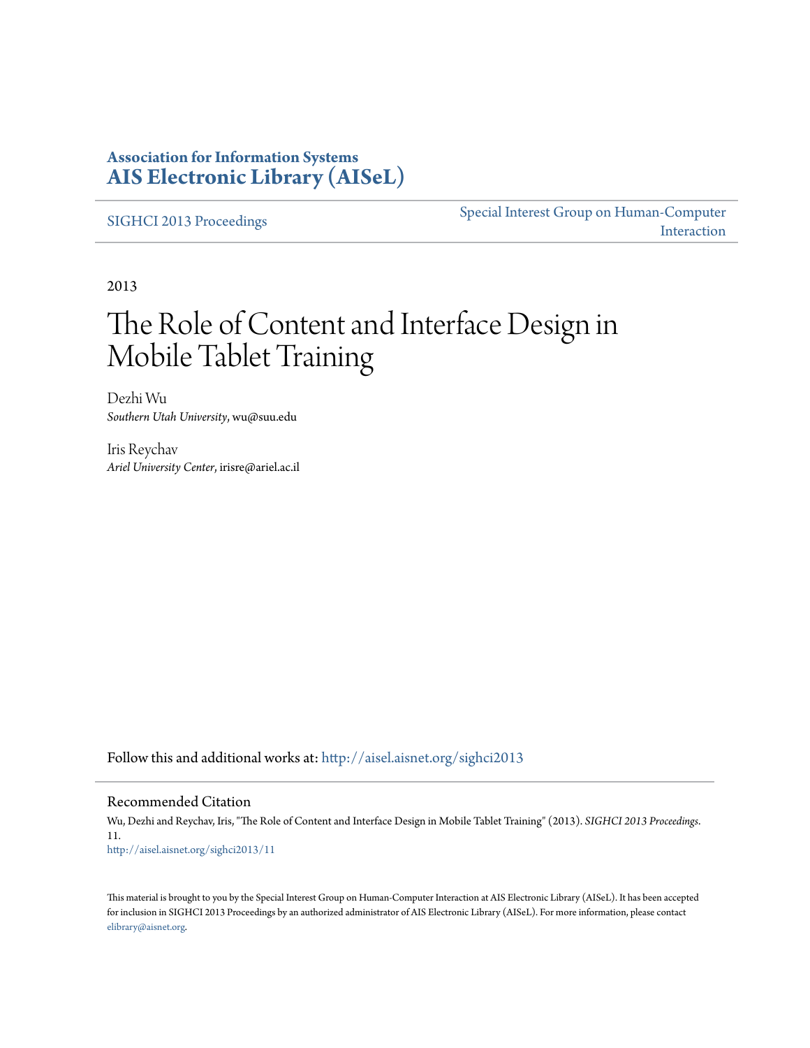**Association for Information Systems**
**[AIS Electronic Library (AISeL)](http://aisel.aisnet.org)**

SIGHCI 2013 Proceedings | Special Interest Group on Human-Computer Interaction

2013

# The Role of Content and Interface Design in Mobile Tablet Training

Dezhi Wu
*Southern Utah University*, wu@suu.edu

Iris Reychav
*Ariel University Center*, irisre@ariel.ac.il

Follow this and additional works at: http://aisel.aisnet.org/sighci2013

## Recommended Citation

Wu, Dezhi and Reychav, Iris, "The Role of Content and Interface Design in Mobile Tablet Training" (2013). *SIGHCI 2013 Proceedings*. 11.
http://aisel.aisnet.org/sighci2013/11

This material is brought to you by the Special Interest Group on Human-Computer Interaction at AIS Electronic Library (AISeL). It has been accepted for inclusion in SIGHCI 2013 Proceedings by an authorized administrator of AIS Electronic Library (AISeL). For more information, please contact elibrary@aisnet.org.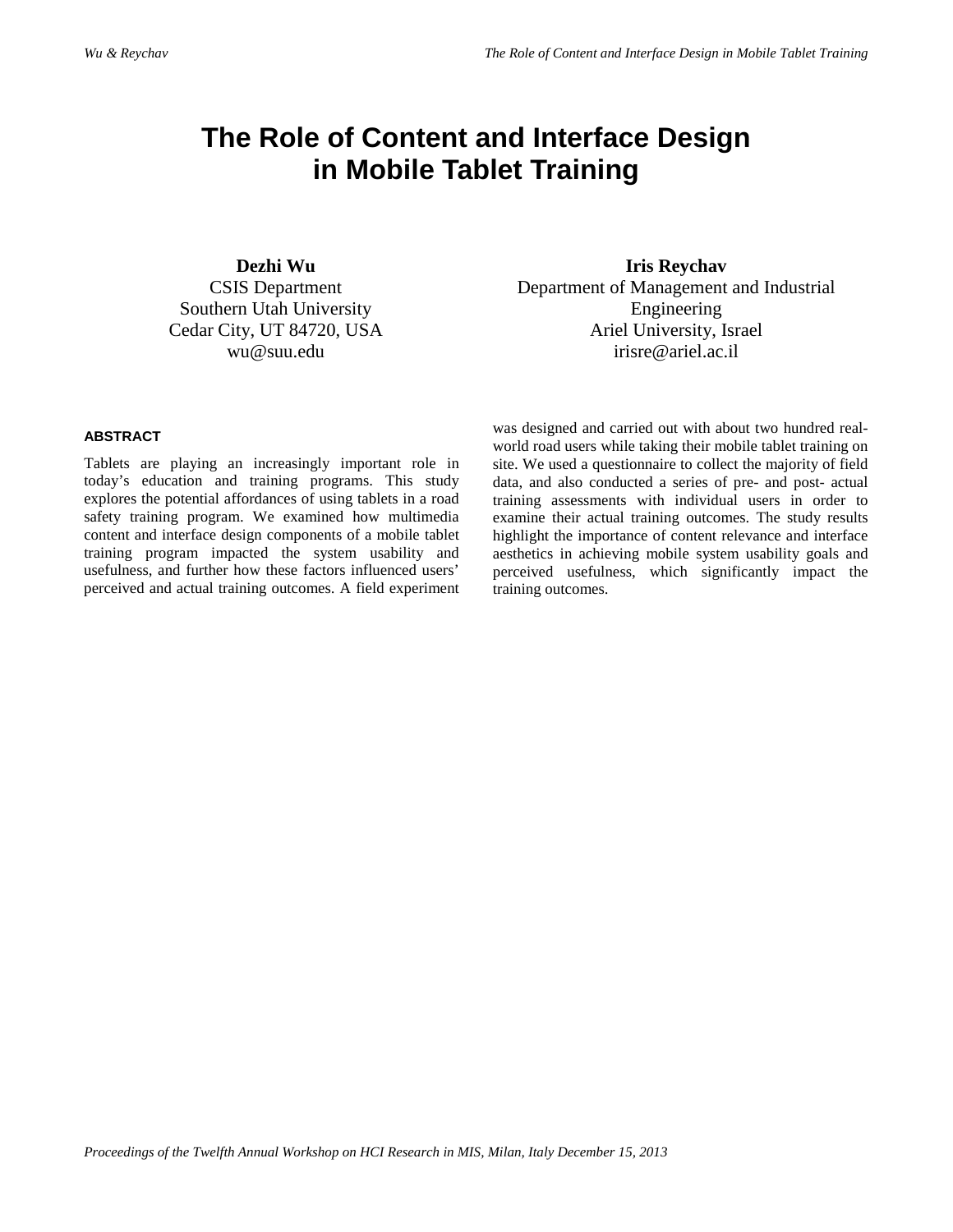# The Role of Content and Interface Design in Mobile Tablet Training

**Dezhi Wu**
CSIS Department
Southern Utah University
Cedar City, UT 84720, USA
wu@suu.edu

**Iris Reychav**
Department of Management and Industrial Engineering
Ariel University, Israel
irisre@ariel.ac.il

## ABSTRACT

Tablets are playing an increasingly important role in today's education and training programs. This study explores the potential affordances of using tablets in a road safety training program. We examined how multimedia content and interface design components of a mobile tablet training program impacted the system usability and usefulness, and further how these factors influenced users' perceived and actual training outcomes. A field experiment was designed and carried out with about two hundred real-world road users while taking their mobile tablet training on site. We used a questionnaire to collect the majority of field data, and also conducted a series of pre- and post- actual training assessments with individual users in order to examine their actual training outcomes. The study results highlight the importance of content relevance and interface aesthetics in achieving mobile system usability goals and perceived usefulness, which significantly impact the training outcomes.